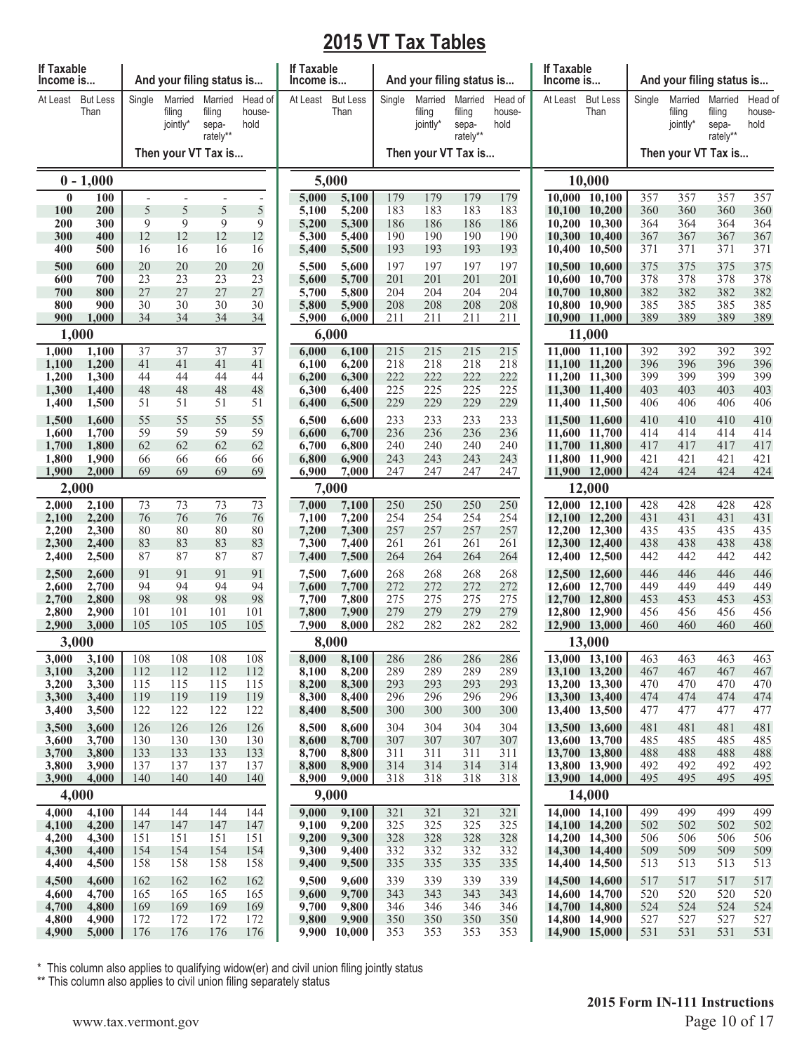# 2015 VT Tax Tables

| If Taxable Income is... | | And your filing status is... | | | |
|---|---|---|---|---|---|
| At Least | But Less Than | Single | Married filing jointly* | Married filing separately** | Head of household |
| | | Then your VT Tax is... | | | |
| **0 - 1,000** | | | | | |
| 0 | 100 | - | - | - | - |
| 100 | 200 | 5 | 5 | 5 | 5 |
| 200 | 300 | 9 | 9 | 9 | 9 |
| 300 | 400 | 12 | 12 | 12 | 12 |
| 400 | 500 | 16 | 16 | 16 | 16 |
| 500 | 600 | 20 | 20 | 20 | 20 |
| 600 | 700 | 23 | 23 | 23 | 23 |
| 700 | 800 | 27 | 27 | 27 | 27 |
| 800 | 900 | 30 | 30 | 30 | 30 |
| 900 | 1,000 | 34 | 34 | 34 | 34 |
| **1,000** | | | | | |
| 1,000 | 1,100 | 37 | 37 | 37 | 37 |
| 1,100 | 1,200 | 41 | 41 | 41 | 41 |
| 1,200 | 1,300 | 44 | 44 | 44 | 44 |
| 1,300 | 1,400 | 48 | 48 | 48 | 48 |
| 1,400 | 1,500 | 51 | 51 | 51 | 51 |
| 1,500 | 1,600 | 55 | 55 | 55 | 55 |
| 1,600 | 1,700 | 59 | 59 | 59 | 59 |
| 1,700 | 1,800 | 62 | 62 | 62 | 62 |
| 1,800 | 1,900 | 66 | 66 | 66 | 66 |
| 1,900 | 2,000 | 69 | 69 | 69 | 69 |
| **2,000** | | | | | |
| 2,000 | 2,100 | 73 | 73 | 73 | 73 |
| 2,100 | 2,200 | 76 | 76 | 76 | 76 |
| 2,200 | 2,300 | 80 | 80 | 80 | 80 |
| 2,300 | 2,400 | 83 | 83 | 83 | 83 |
| 2,400 | 2,500 | 87 | 87 | 87 | 87 |
| 2,500 | 2,600 | 91 | 91 | 91 | 91 |
| 2,600 | 2,700 | 94 | 94 | 94 | 94 |
| 2,700 | 2,800 | 98 | 98 | 98 | 98 |
| 2,800 | 2,900 | 101 | 101 | 101 | 101 |
| 2,900 | 3,000 | 105 | 105 | 105 | 105 |
| **3,000** | | | | | |
| 3,000 | 3,100 | 108 | 108 | 108 | 108 |
| 3,100 | 3,200 | 112 | 112 | 112 | 112 |
| 3,200 | 3,300 | 115 | 115 | 115 | 115 |
| 3,300 | 3,400 | 119 | 119 | 119 | 119 |
| 3,400 | 3,500 | 122 | 122 | 122 | 122 |
| 3,500 | 3,600 | 126 | 126 | 126 | 126 |
| 3,600 | 3,700 | 130 | 130 | 130 | 130 |
| 3,700 | 3,800 | 133 | 133 | 133 | 133 |
| 3,800 | 3,900 | 137 | 137 | 137 | 137 |
| 3,900 | 4,000 | 140 | 140 | 140 | 140 |
| **4,000** | | | | | |
| 4,000 | 4,100 | 144 | 144 | 144 | 144 |
| 4,100 | 4,200 | 147 | 147 | 147 | 147 |
| 4,200 | 4,300 | 151 | 151 | 151 | 151 |
| 4,300 | 4,400 | 154 | 154 | 154 | 154 |
| 4,400 | 4,500 | 158 | 158 | 158 | 158 |
| 4,500 | 4,600 | 162 | 162 | 162 | 162 |
| 4,600 | 4,700 | 165 | 165 | 165 | 165 |
| 4,700 | 4,800 | 169 | 169 | 169 | 169 |
| 4,800 | 4,900 | 172 | 172 | 172 | 172 |
| 4,900 | 5,000 | 176 | 176 | 176 | 176 |
| **5,000** | | | | | |
| 5,000 | 5,100 | 179 | 179 | 179 | 179 |
| 5,100 | 5,200 | 183 | 183 | 183 | 183 |
| 5,200 | 5,300 | 186 | 186 | 186 | 186 |
| 5,300 | 5,400 | 190 | 190 | 190 | 190 |
| 5,400 | 5,500 | 193 | 193 | 193 | 193 |
| 5,500 | 5,600 | 197 | 197 | 197 | 197 |
| 5,600 | 5,700 | 201 | 201 | 201 | 201 |
| 5,700 | 5,800 | 204 | 204 | 204 | 204 |
| 5,800 | 5,900 | 208 | 208 | 208 | 208 |
| 5,900 | 6,000 | 211 | 211 | 211 | 211 |
| **6,000** | | | | | |
| 6,000 | 6,100 | 215 | 215 | 215 | 215 |
| 6,100 | 6,200 | 218 | 218 | 218 | 218 |
| 6,200 | 6,300 | 222 | 222 | 222 | 222 |
| 6,300 | 6,400 | 225 | 225 | 225 | 225 |
| 6,400 | 6,500 | 229 | 229 | 229 | 229 |
| 6,500 | 6,600 | 233 | 233 | 233 | 233 |
| 6,600 | 6,700 | 236 | 236 | 236 | 236 |
| 6,700 | 6,800 | 240 | 240 | 240 | 240 |
| 6,800 | 6,900 | 243 | 243 | 243 | 243 |
| 6,900 | 7,000 | 247 | 247 | 247 | 247 |
| **7,000** | | | | | |
| 7,000 | 7,100 | 250 | 250 | 250 | 250 |
| 7,100 | 7,200 | 254 | 254 | 254 | 254 |
| 7,200 | 7,300 | 257 | 257 | 257 | 257 |
| 7,300 | 7,400 | 261 | 261 | 261 | 261 |
| 7,400 | 7,500 | 264 | 264 | 264 | 264 |
| 7,500 | 7,600 | 268 | 268 | 268 | 268 |
| 7,600 | 7,700 | 272 | 272 | 272 | 272 |
| 7,700 | 7,800 | 275 | 275 | 275 | 275 |
| 7,800 | 7,900 | 279 | 279 | 279 | 279 |
| 7,900 | 8,000 | 282 | 282 | 282 | 282 |
| **8,000** | | | | | |
| 8,000 | 8,100 | 286 | 286 | 286 | 286 |
| 8,100 | 8,200 | 289 | 289 | 289 | 289 |
| 8,200 | 8,300 | 293 | 293 | 293 | 293 |
| 8,300 | 8,400 | 296 | 296 | 296 | 296 |
| 8,400 | 8,500 | 300 | 300 | 300 | 300 |
| 8,500 | 8,600 | 304 | 304 | 304 | 304 |
| 8,600 | 8,700 | 307 | 307 | 307 | 307 |
| 8,700 | 8,800 | 311 | 311 | 311 | 311 |
| 8,800 | 8,900 | 314 | 314 | 314 | 314 |
| 8,900 | 9,000 | 318 | 318 | 318 | 318 |
| **9,000** | | | | | |
| 9,000 | 9,100 | 321 | 321 | 321 | 321 |
| 9,100 | 9,200 | 325 | 325 | 325 | 325 |
| 9,200 | 9,300 | 328 | 328 | 328 | 328 |
| 9,300 | 9,400 | 332 | 332 | 332 | 332 |
| 9,400 | 9,500 | 335 | 335 | 335 | 335 |
| 9,500 | 9,600 | 339 | 339 | 339 | 339 |
| 9,600 | 9,700 | 343 | 343 | 343 | 343 |
| 9,700 | 9,800 | 346 | 346 | 346 | 346 |
| 9,800 | 9,900 | 350 | 350 | 350 | 350 |
| 9,900 | 10,000 | 353 | 353 | 353 | 353 |
| **10,000** | | | | | |
| 10,000 | 10,100 | 357 | 357 | 357 | 357 |
| 10,100 | 10,200 | 360 | 360 | 360 | 360 |
| 10,200 | 10,300 | 364 | 364 | 364 | 364 |
| 10,300 | 10,400 | 367 | 367 | 367 | 367 |
| 10,400 | 10,500 | 371 | 371 | 371 | 371 |
| 10,500 | 10,600 | 375 | 375 | 375 | 375 |
| 10,600 | 10,700 | 378 | 378 | 378 | 378 |
| 10,700 | 10,800 | 382 | 382 | 382 | 382 |
| 10,800 | 10,900 | 385 | 385 | 385 | 385 |
| 10,900 | 11,000 | 389 | 389 | 389 | 389 |
| **11,000** | | | | | |
| 11,000 | 11,100 | 392 | 392 | 392 | 392 |
| 11,100 | 11,200 | 396 | 396 | 396 | 396 |
| 11,200 | 11,300 | 399 | 399 | 399 | 399 |
| 11,300 | 11,400 | 403 | 403 | 403 | 403 |
| 11,400 | 11,500 | 406 | 406 | 406 | 406 |
| 11,500 | 11,600 | 410 | 410 | 410 | 410 |
| 11,600 | 11,700 | 414 | 414 | 414 | 414 |
| 11,700 | 11,800 | 417 | 417 | 417 | 417 |
| 11,800 | 11,900 | 421 | 421 | 421 | 421 |
| 11,900 | 12,000 | 424 | 424 | 424 | 424 |
| **12,000** | | | | | |
| 12,000 | 12,100 | 428 | 428 | 428 | 428 |
| 12,100 | 12,200 | 431 | 431 | 431 | 431 |
| 12,200 | 12,300 | 435 | 435 | 435 | 435 |
| 12,300 | 12,400 | 438 | 438 | 438 | 438 |
| 12,400 | 12,500 | 442 | 442 | 442 | 442 |
| 12,500 | 12,600 | 446 | 446 | 446 | 446 |
| 12,600 | 12,700 | 449 | 449 | 449 | 449 |
| 12,700 | 12,800 | 453 | 453 | 453 | 453 |
| 12,800 | 12,900 | 456 | 456 | 456 | 456 |
| 12,900 | 13,000 | 460 | 460 | 460 | 460 |
| **13,000** | | | | | |
| 13,000 | 13,100 | 463 | 463 | 463 | 463 |
| 13,100 | 13,200 | 467 | 467 | 467 | 467 |
| 13,200 | 13,300 | 470 | 470 | 470 | 470 |
| 13,300 | 13,400 | 474 | 474 | 474 | 474 |
| 13,400 | 13,500 | 477 | 477 | 477 | 477 |
| 13,500 | 13,600 | 481 | 481 | 481 | 481 |
| 13,600 | 13,700 | 485 | 485 | 485 | 485 |
| 13,700 | 13,800 | 488 | 488 | 488 | 488 |
| 13,800 | 13,900 | 492 | 492 | 492 | 492 |
| 13,900 | 14,000 | 495 | 495 | 495 | 495 |
| **14,000** | | | | | |
| 14,000 | 14,100 | 499 | 499 | 499 | 499 |
| 14,100 | 14,200 | 502 | 502 | 502 | 502 |
| 14,200 | 14,300 | 506 | 506 | 506 | 506 |
| 14,300 | 14,400 | 509 | 509 | 509 | 509 |
| 14,400 | 14,500 | 513 | 513 | 513 | 513 |
| 14,500 | 14,600 | 517 | 517 | 517 | 517 |
| 14,600 | 14,700 | 520 | 520 | 520 | 520 |
| 14,700 | 14,800 | 524 | 524 | 524 | 524 |
| 14,800 | 14,900 | 527 | 527 | 527 | 527 |
| 14,900 | 15,000 | 531 | 531 | 531 | 531 |

\* This column also applies to qualifying widow(er) and civil union filing jointly status

\** This column also applies to civil union filing separately status

www.tax.vermont.gov

**2015 Form IN-111 Instructions**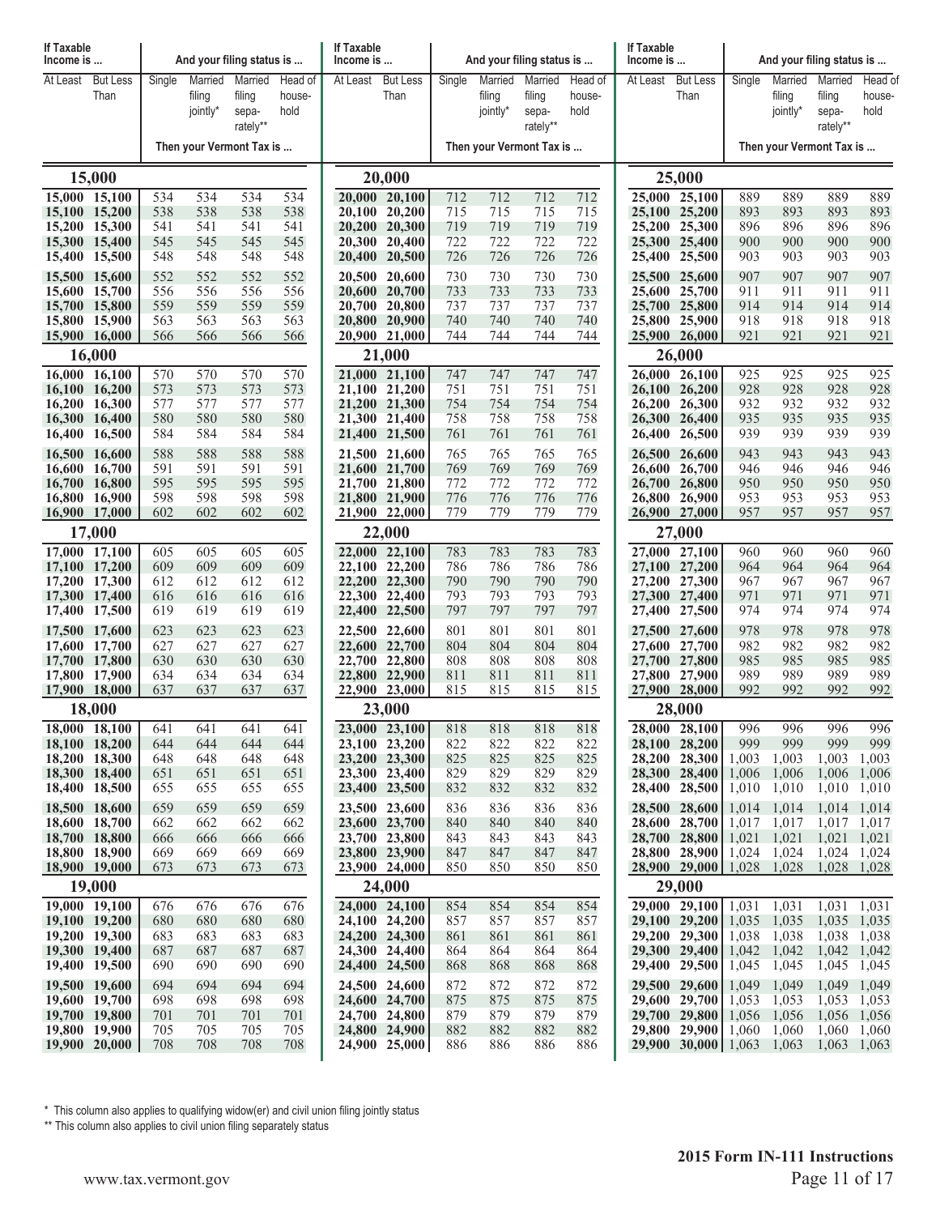| If Taxable Income is ... | | And your filing status is ... | | | |
|---|---|---|---|---|---|
| At Least | But Less Than | Single | Married filing jointly* | Married filing separately** | Head of household |
| | | Then your Vermont Tax is ... | | | |
| **15,000** | | | | | |
| 15,000 | 15,100 | 534 | 534 | 534 | 534 |
| 15,100 | 15,200 | 538 | 538 | 538 | 538 |
| 15,200 | 15,300 | 541 | 541 | 541 | 541 |
| 15,300 | 15,400 | 545 | 545 | 545 | 545 |
| 15,400 | 15,500 | 548 | 548 | 548 | 548 |
| 15,500 | 15,600 | 552 | 552 | 552 | 552 |
| 15,600 | 15,700 | 556 | 556 | 556 | 556 |
| 15,700 | 15,800 | 559 | 559 | 559 | 559 |
| 15,800 | 15,900 | 563 | 563 | 563 | 563 |
| 15,900 | 16,000 | 566 | 566 | 566 | 566 |
| **16,000** | | | | | |
| 16,000 | 16,100 | 570 | 570 | 570 | 570 |
| 16,100 | 16,200 | 573 | 573 | 573 | 573 |
| 16,200 | 16,300 | 577 | 577 | 577 | 577 |
| 16,300 | 16,400 | 580 | 580 | 580 | 580 |
| 16,400 | 16,500 | 584 | 584 | 584 | 584 |
| 16,500 | 16,600 | 588 | 588 | 588 | 588 |
| 16,600 | 16,700 | 591 | 591 | 591 | 591 |
| 16,700 | 16,800 | 595 | 595 | 595 | 595 |
| 16,800 | 16,900 | 598 | 598 | 598 | 598 |
| 16,900 | 17,000 | 602 | 602 | 602 | 602 |
| **17,000** | | | | | |
| 17,000 | 17,100 | 605 | 605 | 605 | 605 |
| 17,100 | 17,200 | 609 | 609 | 609 | 609 |
| 17,200 | 17,300 | 612 | 612 | 612 | 612 |
| 17,300 | 17,400 | 616 | 616 | 616 | 616 |
| 17,400 | 17,500 | 619 | 619 | 619 | 619 |
| 17,500 | 17,600 | 623 | 623 | 623 | 623 |
| 17,600 | 17,700 | 627 | 627 | 627 | 627 |
| 17,700 | 17,800 | 630 | 630 | 630 | 630 |
| 17,800 | 17,900 | 634 | 634 | 634 | 634 |
| 17,900 | 18,000 | 637 | 637 | 637 | 637 |
| **18,000** | | | | | |
| 18,000 | 18,100 | 641 | 641 | 641 | 641 |
| 18,100 | 18,200 | 644 | 644 | 644 | 644 |
| 18,200 | 18,300 | 648 | 648 | 648 | 648 |
| 18,300 | 18,400 | 651 | 651 | 651 | 651 |
| 18,400 | 18,500 | 655 | 655 | 655 | 655 |
| 18,500 | 18,600 | 659 | 659 | 659 | 659 |
| 18,600 | 18,700 | 662 | 662 | 662 | 662 |
| 18,700 | 18,800 | 666 | 666 | 666 | 666 |
| 18,800 | 18,900 | 669 | 669 | 669 | 669 |
| 18,900 | 19,000 | 673 | 673 | 673 | 673 |
| **19,000** | | | | | |
| 19,000 | 19,100 | 676 | 676 | 676 | 676 |
| 19,100 | 19,200 | 680 | 680 | 680 | 680 |
| 19,200 | 19,300 | 683 | 683 | 683 | 683 |
| 19,300 | 19,400 | 687 | 687 | 687 | 687 |
| 19,400 | 19,500 | 690 | 690 | 690 | 690 |
| 19,500 | 19,600 | 694 | 694 | 694 | 694 |
| 19,600 | 19,700 | 698 | 698 | 698 | 698 |
| 19,700 | 19,800 | 701 | 701 | 701 | 701 |
| 19,800 | 19,900 | 705 | 705 | 705 | 705 |
| 19,900 | 20,000 | 708 | 708 | 708 | 708 |

| If Taxable Income is ... | | And your filing status is ... | | | |
|---|---|---|---|---|---|
| At Least | But Less Than | Single | Married filing jointly* | Married filing separately** | Head of household |
| | | Then your Vermont Tax is ... | | | |
| **20,000** | | | | | |
| 20,000 | 20,100 | 712 | 712 | 712 | 712 |
| 20,100 | 20,200 | 715 | 715 | 715 | 715 |
| 20,200 | 20,300 | 719 | 719 | 719 | 719 |
| 20,300 | 20,400 | 722 | 722 | 722 | 722 |
| 20,400 | 20,500 | 726 | 726 | 726 | 726 |
| 20,500 | 20,600 | 730 | 730 | 730 | 730 |
| 20,600 | 20,700 | 733 | 733 | 733 | 733 |
| 20,700 | 20,800 | 737 | 737 | 737 | 737 |
| 20,800 | 20,900 | 740 | 740 | 740 | 740 |
| 20,900 | 21,000 | 744 | 744 | 744 | 744 |
| **21,000** | | | | | |
| 21,000 | 21,100 | 747 | 747 | 747 | 747 |
| 21,100 | 21,200 | 751 | 751 | 751 | 751 |
| 21,200 | 21,300 | 754 | 754 | 754 | 754 |
| 21,300 | 21,400 | 758 | 758 | 758 | 758 |
| 21,400 | 21,500 | 761 | 761 | 761 | 761 |
| 21,500 | 21,600 | 765 | 765 | 765 | 765 |
| 21,600 | 21,700 | 769 | 769 | 769 | 769 |
| 21,700 | 21,800 | 772 | 772 | 772 | 772 |
| 21,800 | 21,900 | 776 | 776 | 776 | 776 |
| 21,900 | 22,000 | 779 | 779 | 779 | 779 |
| **22,000** | | | | | |
| 22,000 | 22,100 | 783 | 783 | 783 | 783 |
| 22,100 | 22,200 | 786 | 786 | 786 | 786 |
| 22,200 | 22,300 | 790 | 790 | 790 | 790 |
| 22,300 | 22,400 | 793 | 793 | 793 | 793 |
| 22,400 | 22,500 | 797 | 797 | 797 | 797 |
| 22,500 | 22,600 | 801 | 801 | 801 | 801 |
| 22,600 | 22,700 | 804 | 804 | 804 | 804 |
| 22,700 | 22,800 | 808 | 808 | 808 | 808 |
| 22,800 | 22,900 | 811 | 811 | 811 | 811 |
| 22,900 | 23,000 | 815 | 815 | 815 | 815 |
| **23,000** | | | | | |
| 23,000 | 23,100 | 818 | 818 | 818 | 818 |
| 23,100 | 23,200 | 822 | 822 | 822 | 822 |
| 23,200 | 23,300 | 825 | 825 | 825 | 825 |
| 23,300 | 23,400 | 829 | 829 | 829 | 829 |
| 23,400 | 23,500 | 832 | 832 | 832 | 832 |
| 23,500 | 23,600 | 836 | 836 | 836 | 836 |
| 23,600 | 23,700 | 840 | 840 | 840 | 840 |
| 23,700 | 23,800 | 843 | 843 | 843 | 843 |
| 23,800 | 23,900 | 847 | 847 | 847 | 847 |
| 23,900 | 24,000 | 850 | 850 | 850 | 850 |
| **24,000** | | | | | |
| 24,000 | 24,100 | 854 | 854 | 854 | 854 |
| 24,100 | 24,200 | 857 | 857 | 857 | 857 |
| 24,200 | 24,300 | 861 | 861 | 861 | 861 |
| 24,300 | 24,400 | 864 | 864 | 864 | 864 |
| 24,400 | 24,500 | 868 | 868 | 868 | 868 |
| 24,500 | 24,600 | 872 | 872 | 872 | 872 |
| 24,600 | 24,700 | 875 | 875 | 875 | 875 |
| 24,700 | 24,800 | 879 | 879 | 879 | 879 |
| 24,800 | 24,900 | 882 | 882 | 882 | 882 |
| 24,900 | 25,000 | 886 | 886 | 886 | 886 |

| If Taxable Income is ... | | And your filing status is ... | | | |
|---|---|---|---|---|---|
| At Least | But Less Than | Single | Married filing jointly* | Married filing separately** | Head of household |
| | | Then your Vermont Tax is ... | | | |
| **25,000** | | | | | |
| 25,000 | 25,100 | 889 | 889 | 889 | 889 |
| 25,100 | 25,200 | 893 | 893 | 893 | 893 |
| 25,200 | 25,300 | 896 | 896 | 896 | 896 |
| 25,300 | 25,400 | 900 | 900 | 900 | 900 |
| 25,400 | 25,500 | 903 | 903 | 903 | 903 |
| 25,500 | 25,600 | 907 | 907 | 907 | 907 |
| 25,600 | 25,700 | 911 | 911 | 911 | 911 |
| 25,700 | 25,800 | 914 | 914 | 914 | 914 |
| 25,800 | 25,900 | 918 | 918 | 918 | 918 |
| 25,900 | 26,000 | 921 | 921 | 921 | 921 |
| **26,000** | | | | | |
| 26,000 | 26,100 | 925 | 925 | 925 | 925 |
| 26,100 | 26,200 | 928 | 928 | 928 | 928 |
| 26,200 | 26,300 | 932 | 932 | 932 | 932 |
| 26,300 | 26,400 | 935 | 935 | 935 | 935 |
| 26,400 | 26,500 | 939 | 939 | 939 | 939 |
| 26,500 | 26,600 | 943 | 943 | 943 | 943 |
| 26,600 | 26,700 | 946 | 946 | 946 | 946 |
| 26,700 | 26,800 | 950 | 950 | 950 | 950 |
| 26,800 | 26,900 | 953 | 953 | 953 | 953 |
| 26,900 | 27,000 | 957 | 957 | 957 | 957 |
| **27,000** | | | | | |
| 27,000 | 27,100 | 960 | 960 | 960 | 960 |
| 27,100 | 27,200 | 964 | 964 | 964 | 964 |
| 27,200 | 27,300 | 967 | 967 | 967 | 967 |
| 27,300 | 27,400 | 971 | 971 | 971 | 971 |
| 27,400 | 27,500 | 974 | 974 | 974 | 974 |
| 27,500 | 27,600 | 978 | 978 | 978 | 978 |
| 27,600 | 27,700 | 982 | 982 | 982 | 982 |
| 27,700 | 27,800 | 985 | 985 | 985 | 985 |
| 27,800 | 27,900 | 989 | 989 | 989 | 989 |
| 27,900 | 28,000 | 992 | 992 | 992 | 992 |
| **28,000** | | | | | |
| 28,000 | 28,100 | 996 | 996 | 996 | 996 |
| 28,100 | 28,200 | 999 | 999 | 999 | 999 |
| 28,200 | 28,300 | 1,003 | 1,003 | 1,003 | 1,003 |
| 28,300 | 28,400 | 1,006 | 1,006 | 1,006 | 1,006 |
| 28,400 | 28,500 | 1,010 | 1,010 | 1,010 | 1,010 |
| 28,500 | 28,600 | 1,014 | 1,014 | 1,014 | 1,014 |
| 28,600 | 28,700 | 1,017 | 1,017 | 1,017 | 1,017 |
| 28,700 | 28,800 | 1,021 | 1,021 | 1,021 | 1,021 |
| 28,800 | 28,900 | 1,024 | 1,024 | 1,024 | 1,024 |
| 28,900 | 29,000 | 1,028 | 1,028 | 1,028 | 1,028 |
| **29,000** | | | | | |
| 29,000 | 29,100 | 1,031 | 1,031 | 1,031 | 1,031 |
| 29,100 | 29,200 | 1,035 | 1,035 | 1,035 | 1,035 |
| 29,200 | 29,300 | 1,038 | 1,038 | 1,038 | 1,038 |
| 29,300 | 29,400 | 1,042 | 1,042 | 1,042 | 1,042 |
| 29,400 | 29,500 | 1,045 | 1,045 | 1,045 | 1,045 |
| 29,500 | 29,600 | 1,049 | 1,049 | 1,049 | 1,049 |
| 29,600 | 29,700 | 1,053 | 1,053 | 1,053 | 1,053 |
| 29,700 | 29,800 | 1,056 | 1,056 | 1,056 | 1,056 |
| 29,800 | 29,900 | 1,060 | 1,060 | 1,060 | 1,060 |
| 29,900 | 30,000 | 1,063 | 1,063 | 1,063 | 1,063 |

* This column also applies to qualifying widow(er) and civil union filing jointly status

** This column also applies to civil union filing separately status

www.tax.vermont.gov

**2015 Form IN-111 Instructions**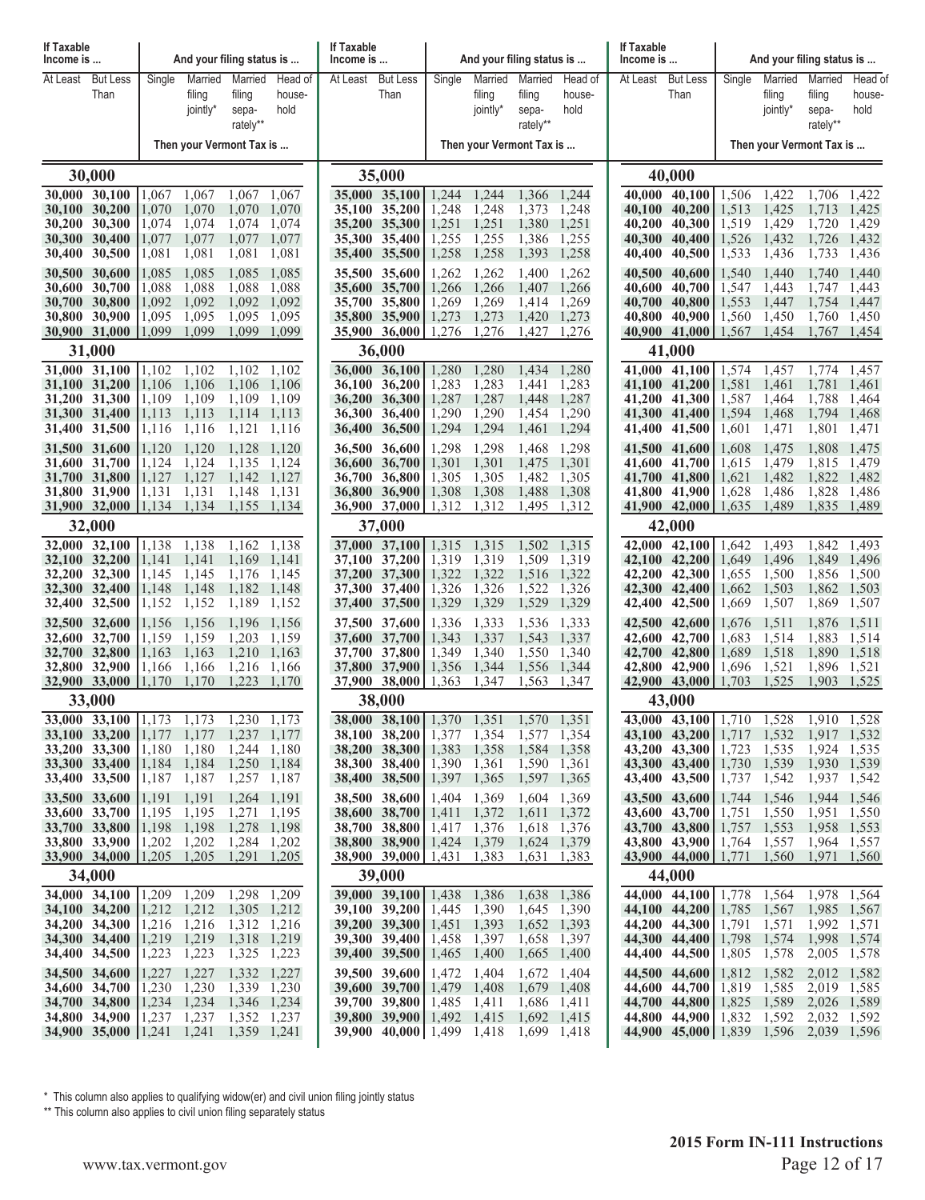| If Taxable Income is ... | | And your filing status is ... | | | |
|---|---|---|---|---|---|
| At Least | But Less Than | Single | Married filing jointly* | Married filing separately** | Head of household |
| | | Then your Vermont Tax is ... | | | |
| **30,000** | | | | | |
| 30,000 | 30,100 | 1,067 | 1,067 | 1,067 | 1,067 |
| 30,100 | 30,200 | 1,070 | 1,070 | 1,070 | 1,070 |
| 30,200 | 30,300 | 1,074 | 1,074 | 1,074 | 1,074 |
| 30,300 | 30,400 | 1,077 | 1,077 | 1,077 | 1,077 |
| 30,400 | 30,500 | 1,081 | 1,081 | 1,081 | 1,081 |
| 30,500 | 30,600 | 1,085 | 1,085 | 1,085 | 1,085 |
| 30,600 | 30,700 | 1,088 | 1,088 | 1,088 | 1,088 |
| 30,700 | 30,800 | 1,092 | 1,092 | 1,092 | 1,092 |
| 30,800 | 30,900 | 1,095 | 1,095 | 1,095 | 1,095 |
| 30,900 | 31,000 | 1,099 | 1,099 | 1,099 | 1,099 |
| **31,000** | | | | | |
| 31,000 | 31,100 | 1,102 | 1,102 | 1,102 | 1,102 |
| 31,100 | 31,200 | 1,106 | 1,106 | 1,106 | 1,106 |
| 31,200 | 31,300 | 1,109 | 1,109 | 1,109 | 1,109 |
| 31,300 | 31,400 | 1,113 | 1,113 | 1,114 | 1,113 |
| 31,400 | 31,500 | 1,116 | 1,116 | 1,121 | 1,116 |
| 31,500 | 31,600 | 1,120 | 1,120 | 1,128 | 1,120 |
| 31,600 | 31,700 | 1,124 | 1,124 | 1,135 | 1,124 |
| 31,700 | 31,800 | 1,127 | 1,127 | 1,142 | 1,127 |
| 31,800 | 31,900 | 1,131 | 1,131 | 1,148 | 1,131 |
| 31,900 | 32,000 | 1,134 | 1,134 | 1,155 | 1,134 |
| **32,000** | | | | | |
| 32,000 | 32,100 | 1,138 | 1,138 | 1,162 | 1,138 |
| 32,100 | 32,200 | 1,141 | 1,141 | 1,169 | 1,141 |
| 32,200 | 32,300 | 1,145 | 1,145 | 1,176 | 1,145 |
| 32,300 | 32,400 | 1,148 | 1,148 | 1,182 | 1,148 |
| 32,400 | 32,500 | 1,152 | 1,152 | 1,189 | 1,152 |
| 32,500 | 32,600 | 1,156 | 1,156 | 1,196 | 1,156 |
| 32,600 | 32,700 | 1,159 | 1,159 | 1,203 | 1,159 |
| 32,700 | 32,800 | 1,163 | 1,163 | 1,210 | 1,163 |
| 32,800 | 32,900 | 1,166 | 1,166 | 1,216 | 1,166 |
| 32,900 | 33,000 | 1,170 | 1,170 | 1,223 | 1,170 |
| **33,000** | | | | | |
| 33,000 | 33,100 | 1,173 | 1,173 | 1,230 | 1,173 |
| 33,100 | 33,200 | 1,177 | 1,177 | 1,237 | 1,177 |
| 33,200 | 33,300 | 1,180 | 1,180 | 1,244 | 1,180 |
| 33,300 | 33,400 | 1,184 | 1,184 | 1,250 | 1,184 |
| 33,400 | 33,500 | 1,187 | 1,187 | 1,257 | 1,187 |
| 33,500 | 33,600 | 1,191 | 1,191 | 1,264 | 1,191 |
| 33,600 | 33,700 | 1,195 | 1,195 | 1,271 | 1,195 |
| 33,700 | 33,800 | 1,198 | 1,198 | 1,278 | 1,198 |
| 33,800 | 33,900 | 1,202 | 1,202 | 1,284 | 1,202 |
| 33,900 | 34,000 | 1,205 | 1,205 | 1,291 | 1,205 |
| **34,000** | | | | | |
| 34,000 | 34,100 | 1,209 | 1,209 | 1,298 | 1,209 |
| 34,100 | 34,200 | 1,212 | 1,212 | 1,305 | 1,212 |
| 34,200 | 34,300 | 1,216 | 1,216 | 1,312 | 1,216 |
| 34,300 | 34,400 | 1,219 | 1,219 | 1,318 | 1,219 |
| 34,400 | 34,500 | 1,223 | 1,223 | 1,325 | 1,223 |
| 34,500 | 34,600 | 1,227 | 1,227 | 1,332 | 1,227 |
| 34,600 | 34,700 | 1,230 | 1,230 | 1,339 | 1,230 |
| 34,700 | 34,800 | 1,234 | 1,234 | 1,346 | 1,234 |
| 34,800 | 34,900 | 1,237 | 1,237 | 1,352 | 1,237 |
| 34,900 | 35,000 | 1,241 | 1,241 | 1,359 | 1,241 |
| **35,000** | | | | | |
| 35,000 | 35,100 | 1,244 | 1,244 | 1,366 | 1,244 |
| 35,100 | 35,200 | 1,248 | 1,248 | 1,373 | 1,248 |
| 35,200 | 35,300 | 1,251 | 1,251 | 1,380 | 1,251 |
| 35,300 | 35,400 | 1,255 | 1,255 | 1,386 | 1,255 |
| 35,400 | 35,500 | 1,258 | 1,258 | 1,393 | 1,258 |
| 35,500 | 35,600 | 1,262 | 1,262 | 1,400 | 1,262 |
| 35,600 | 35,700 | 1,266 | 1,266 | 1,407 | 1,266 |
| 35,700 | 35,800 | 1,269 | 1,269 | 1,414 | 1,269 |
| 35,800 | 35,900 | 1,273 | 1,273 | 1,420 | 1,273 |
| 35,900 | 36,000 | 1,276 | 1,276 | 1,427 | 1,276 |
| **36,000** | | | | | |
| 36,000 | 36,100 | 1,280 | 1,280 | 1,434 | 1,280 |
| 36,100 | 36,200 | 1,283 | 1,283 | 1,441 | 1,283 |
| 36,200 | 36,300 | 1,287 | 1,287 | 1,448 | 1,287 |
| 36,300 | 36,400 | 1,290 | 1,290 | 1,454 | 1,290 |
| 36,400 | 36,500 | 1,294 | 1,294 | 1,461 | 1,294 |
| 36,500 | 36,600 | 1,298 | 1,298 | 1,468 | 1,298 |
| 36,600 | 36,700 | 1,301 | 1,301 | 1,475 | 1,301 |
| 36,700 | 36,800 | 1,305 | 1,305 | 1,482 | 1,305 |
| 36,800 | 36,900 | 1,308 | 1,308 | 1,488 | 1,308 |
| 36,900 | 37,000 | 1,312 | 1,312 | 1,495 | 1,312 |
| **37,000** | | | | | |
| 37,000 | 37,100 | 1,315 | 1,315 | 1,502 | 1,315 |
| 37,100 | 37,200 | 1,319 | 1,319 | 1,509 | 1,319 |
| 37,200 | 37,300 | 1,322 | 1,322 | 1,516 | 1,322 |
| 37,300 | 37,400 | 1,326 | 1,326 | 1,522 | 1,326 |
| 37,400 | 37,500 | 1,329 | 1,329 | 1,529 | 1,329 |
| 37,500 | 37,600 | 1,336 | 1,333 | 1,536 | 1,333 |
| 37,600 | 37,700 | 1,343 | 1,337 | 1,543 | 1,337 |
| 37,700 | 37,800 | 1,349 | 1,340 | 1,550 | 1,340 |
| 37,800 | 37,900 | 1,356 | 1,344 | 1,556 | 1,344 |
| 37,900 | 38,000 | 1,363 | 1,347 | 1,563 | 1,347 |
| **38,000** | | | | | |
| 38,000 | 38,100 | 1,370 | 1,351 | 1,570 | 1,351 |
| 38,100 | 38,200 | 1,377 | 1,354 | 1,577 | 1,354 |
| 38,200 | 38,300 | 1,383 | 1,358 | 1,584 | 1,358 |
| 38,300 | 38,400 | 1,390 | 1,361 | 1,590 | 1,361 |
| 38,400 | 38,500 | 1,397 | 1,365 | 1,597 | 1,365 |
| 38,500 | 38,600 | 1,404 | 1,369 | 1,604 | 1,369 |
| 38,600 | 38,700 | 1,411 | 1,372 | 1,611 | 1,372 |
| 38,700 | 38,800 | 1,417 | 1,376 | 1,618 | 1,376 |
| 38,800 | 38,900 | 1,424 | 1,379 | 1,624 | 1,379 |
| 38,900 | 39,000 | 1,431 | 1,383 | 1,631 | 1,383 |
| **39,000** | | | | | |
| 39,000 | 39,100 | 1,438 | 1,386 | 1,638 | 1,386 |
| 39,100 | 39,200 | 1,445 | 1,390 | 1,645 | 1,390 |
| 39,200 | 39,300 | 1,451 | 1,393 | 1,652 | 1,393 |
| 39,300 | 39,400 | 1,458 | 1,397 | 1,658 | 1,397 |
| 39,400 | 39,500 | 1,465 | 1,400 | 1,665 | 1,400 |
| 39,500 | 39,600 | 1,472 | 1,404 | 1,672 | 1,404 |
| 39,600 | 39,700 | 1,479 | 1,408 | 1,679 | 1,408 |
| 39,700 | 39,800 | 1,485 | 1,411 | 1,686 | 1,411 |
| 39,800 | 39,900 | 1,492 | 1,415 | 1,692 | 1,415 |
| 39,900 | 40,000 | 1,499 | 1,418 | 1,699 | 1,418 |
| **40,000** | | | | | |
| 40,000 | 40,100 | 1,506 | 1,422 | 1,706 | 1,422 |
| 40,100 | 40,200 | 1,513 | 1,425 | 1,713 | 1,425 |
| 40,200 | 40,300 | 1,519 | 1,429 | 1,720 | 1,429 |
| 40,300 | 40,400 | 1,526 | 1,432 | 1,726 | 1,432 |
| 40,400 | 40,500 | 1,533 | 1,436 | 1,733 | 1,436 |
| 40,500 | 40,600 | 1,540 | 1,440 | 1,740 | 1,440 |
| 40,600 | 40,700 | 1,547 | 1,443 | 1,747 | 1,443 |
| 40,700 | 40,800 | 1,553 | 1,447 | 1,754 | 1,447 |
| 40,800 | 40,900 | 1,560 | 1,450 | 1,760 | 1,450 |
| 40,900 | 41,000 | 1,567 | 1,454 | 1,767 | 1,454 |
| **41,000** | | | | | |
| 41,000 | 41,100 | 1,574 | 1,457 | 1,774 | 1,457 |
| 41,100 | 41,200 | 1,581 | 1,461 | 1,781 | 1,461 |
| 41,200 | 41,300 | 1,587 | 1,464 | 1,788 | 1,464 |
| 41,300 | 41,400 | 1,594 | 1,468 | 1,794 | 1,468 |
| 41,400 | 41,500 | 1,601 | 1,471 | 1,801 | 1,471 |
| 41,500 | 41,600 | 1,608 | 1,475 | 1,808 | 1,475 |
| 41,600 | 41,700 | 1,615 | 1,479 | 1,815 | 1,479 |
| 41,700 | 41,800 | 1,621 | 1,482 | 1,822 | 1,482 |
| 41,800 | 41,900 | 1,628 | 1,486 | 1,828 | 1,486 |
| 41,900 | 42,000 | 1,635 | 1,489 | 1,835 | 1,489 |
| **42,000** | | | | | |
| 42,000 | 42,100 | 1,642 | 1,493 | 1,842 | 1,493 |
| 42,100 | 42,200 | 1,649 | 1,496 | 1,849 | 1,496 |
| 42,200 | 42,300 | 1,655 | 1,500 | 1,856 | 1,500 |
| 42,300 | 42,400 | 1,662 | 1,503 | 1,862 | 1,503 |
| 42,400 | 42,500 | 1,669 | 1,507 | 1,869 | 1,507 |
| 42,500 | 42,600 | 1,676 | 1,511 | 1,876 | 1,511 |
| 42,600 | 42,700 | 1,683 | 1,514 | 1,883 | 1,514 |
| 42,700 | 42,800 | 1,689 | 1,518 | 1,890 | 1,518 |
| 42,800 | 42,900 | 1,696 | 1,521 | 1,896 | 1,521 |
| 42,900 | 43,000 | 1,703 | 1,525 | 1,903 | 1,525 |
| **43,000** | | | | | |
| 43,000 | 43,100 | 1,710 | 1,528 | 1,910 | 1,528 |
| 43,100 | 43,200 | 1,717 | 1,532 | 1,917 | 1,532 |
| 43,200 | 43,300 | 1,723 | 1,535 | 1,924 | 1,535 |
| 43,300 | 43,400 | 1,730 | 1,539 | 1,930 | 1,539 |
| 43,400 | 43,500 | 1,737 | 1,542 | 1,937 | 1,542 |
| 43,500 | 43,600 | 1,744 | 1,546 | 1,944 | 1,546 |
| 43,600 | 43,700 | 1,751 | 1,550 | 1,951 | 1,550 |
| 43,700 | 43,800 | 1,757 | 1,553 | 1,958 | 1,553 |
| 43,800 | 43,900 | 1,764 | 1,557 | 1,964 | 1,557 |
| 43,900 | 44,000 | 1,771 | 1,560 | 1,971 | 1,560 |
| **44,000** | | | | | |
| 44,000 | 44,100 | 1,778 | 1,564 | 1,978 | 1,564 |
| 44,100 | 44,200 | 1,785 | 1,567 | 1,985 | 1,567 |
| 44,200 | 44,300 | 1,791 | 1,571 | 1,992 | 1,571 |
| 44,300 | 44,400 | 1,798 | 1,574 | 1,998 | 1,574 |
| 44,400 | 44,500 | 1,805 | 1,578 | 2,005 | 1,578 |
| 44,500 | 44,600 | 1,812 | 1,582 | 2,012 | 1,582 |
| 44,600 | 44,700 | 1,819 | 1,585 | 2,019 | 1,585 |
| 44,700 | 44,800 | 1,825 | 1,589 | 2,026 | 1,589 |
| 44,800 | 44,900 | 1,832 | 1,592 | 2,032 | 1,592 |
| 44,900 | 45,000 | 1,839 | 1,596 | 2,039 | 1,596 |

* This column also applies to qualifying widow(er) and civil union filing jointly status

** This column also applies to civil union filing separately status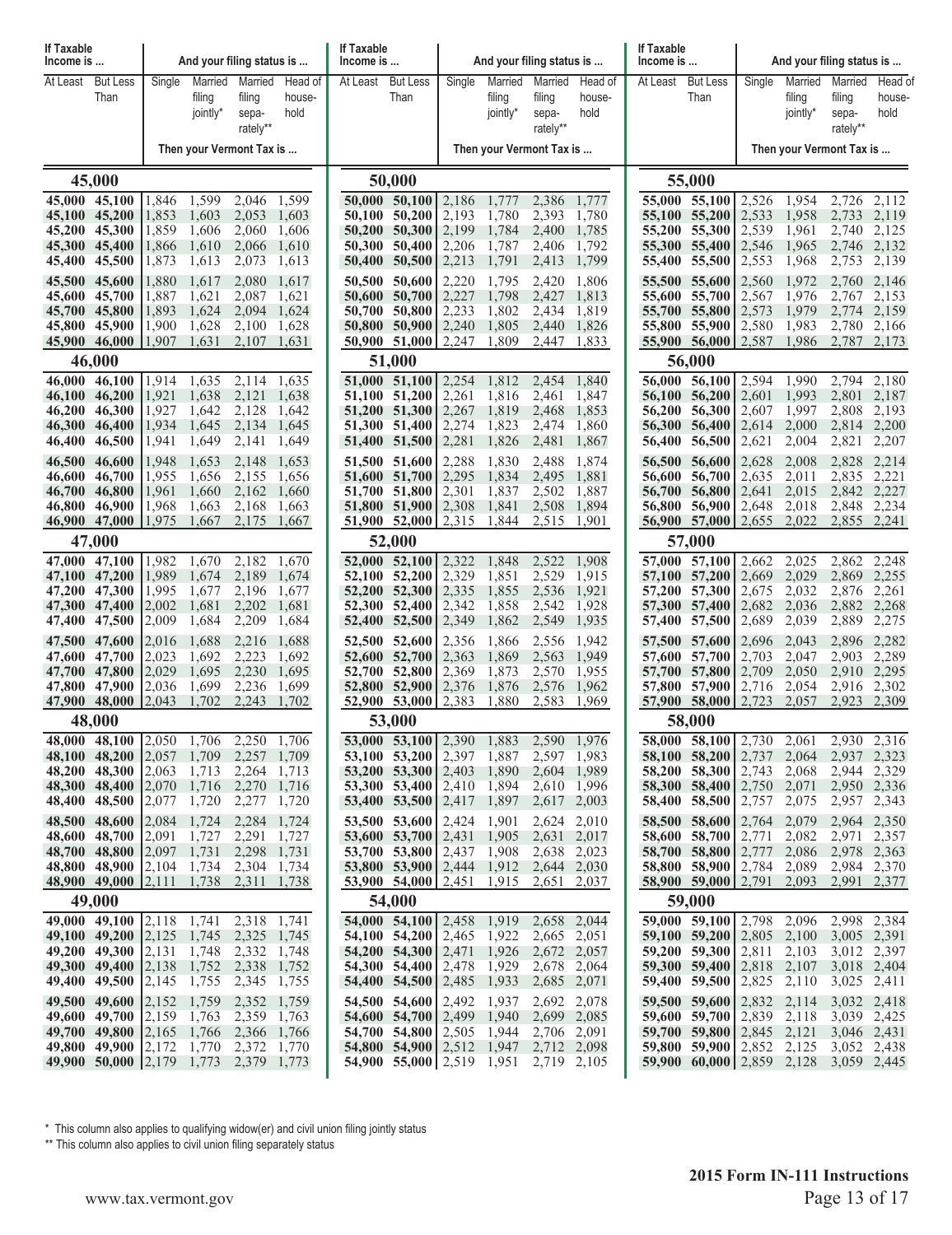| If Taxable Income is ... | | And your filing status is ... | | | |
|---|---|---|---|---|---|
| At Least | But Less Than | Single | Married filing jointly* | Married filing separately** | Head of household |
| | | Then your Vermont Tax is ... | | | |
| **45,000** | | | | | |
| 45,000 | 45,100 | 1,846 | 1,599 | 2,046 | 1,599 |
| 45,100 | 45,200 | 1,853 | 1,603 | 2,053 | 1,603 |
| 45,200 | 45,300 | 1,859 | 1,606 | 2,060 | 1,606 |
| 45,300 | 45,400 | 1,866 | 1,610 | 2,066 | 1,610 |
| 45,400 | 45,500 | 1,873 | 1,613 | 2,073 | 1,613 |
| 45,500 | 45,600 | 1,880 | 1,617 | 2,080 | 1,617 |
| 45,600 | 45,700 | 1,887 | 1,621 | 2,087 | 1,621 |
| 45,700 | 45,800 | 1,893 | 1,624 | 2,094 | 1,624 |
| 45,800 | 45,900 | 1,900 | 1,628 | 2,100 | 1,628 |
| 45,900 | 46,000 | 1,907 | 1,631 | 2,107 | 1,631 |
| **46,000** | | | | | |
| 46,000 | 46,100 | 1,914 | 1,635 | 2,114 | 1,635 |
| 46,100 | 46,200 | 1,921 | 1,638 | 2,121 | 1,638 |
| 46,200 | 46,300 | 1,927 | 1,642 | 2,128 | 1,642 |
| 46,300 | 46,400 | 1,934 | 1,645 | 2,134 | 1,645 |
| 46,400 | 46,500 | 1,941 | 1,649 | 2,141 | 1,649 |
| 46,500 | 46,600 | 1,948 | 1,653 | 2,148 | 1,653 |
| 46,600 | 46,700 | 1,955 | 1,656 | 2,155 | 1,656 |
| 46,700 | 46,800 | 1,961 | 1,660 | 2,162 | 1,660 |
| 46,800 | 46,900 | 1,968 | 1,663 | 2,168 | 1,663 |
| 46,900 | 47,000 | 1,975 | 1,667 | 2,175 | 1,667 |
| **47,000** | | | | | |
| 47,000 | 47,100 | 1,982 | 1,670 | 2,182 | 1,670 |
| 47,100 | 47,200 | 1,989 | 1,674 | 2,189 | 1,674 |
| 47,200 | 47,300 | 1,995 | 1,677 | 2,196 | 1,677 |
| 47,300 | 47,400 | 2,002 | 1,681 | 2,202 | 1,681 |
| 47,400 | 47,500 | 2,009 | 1,684 | 2,209 | 1,684 |
| 47,500 | 47,600 | 2,016 | 1,688 | 2,216 | 1,688 |
| 47,600 | 47,700 | 2,023 | 1,692 | 2,223 | 1,692 |
| 47,700 | 47,800 | 2,029 | 1,695 | 2,230 | 1,695 |
| 47,800 | 47,900 | 2,036 | 1,699 | 2,236 | 1,699 |
| 47,900 | 48,000 | 2,043 | 1,702 | 2,243 | 1,702 |
| **48,000** | | | | | |
| 48,000 | 48,100 | 2,050 | 1,706 | 2,250 | 1,706 |
| 48,100 | 48,200 | 2,057 | 1,709 | 2,257 | 1,709 |
| 48,200 | 48,300 | 2,063 | 1,713 | 2,264 | 1,713 |
| 48,300 | 48,400 | 2,070 | 1,716 | 2,270 | 1,716 |
| 48,400 | 48,500 | 2,077 | 1,720 | 2,277 | 1,720 |
| 48,500 | 48,600 | 2,084 | 1,724 | 2,284 | 1,724 |
| 48,600 | 48,700 | 2,091 | 1,727 | 2,291 | 1,727 |
| 48,700 | 48,800 | 2,097 | 1,731 | 2,298 | 1,731 |
| 48,800 | 48,900 | 2,104 | 1,734 | 2,304 | 1,734 |
| 48,900 | 49,000 | 2,111 | 1,738 | 2,311 | 1,738 |
| **49,000** | | | | | |
| 49,000 | 49,100 | 2,118 | 1,741 | 2,318 | 1,741 |
| 49,100 | 49,200 | 2,125 | 1,745 | 2,325 | 1,745 |
| 49,200 | 49,300 | 2,131 | 1,748 | 2,332 | 1,748 |
| 49,300 | 49,400 | 2,138 | 1,752 | 2,338 | 1,752 |
| 49,400 | 49,500 | 2,145 | 1,755 | 2,345 | 1,755 |
| 49,500 | 49,600 | 2,152 | 1,759 | 2,352 | 1,759 |
| 49,600 | 49,700 | 2,159 | 1,763 | 2,359 | 1,763 |
| 49,700 | 49,800 | 2,165 | 1,766 | 2,366 | 1,766 |
| 49,800 | 49,900 | 2,172 | 1,770 | 2,372 | 1,770 |
| 49,900 | 50,000 | 2,179 | 1,773 | 2,379 | 1,773 |
| **50,000** | | | | | |
| 50,000 | 50,100 | 2,186 | 1,777 | 2,386 | 1,777 |
| 50,100 | 50,200 | 2,193 | 1,780 | 2,393 | 1,780 |
| 50,200 | 50,300 | 2,199 | 1,784 | 2,400 | 1,785 |
| 50,300 | 50,400 | 2,206 | 1,787 | 2,406 | 1,792 |
| 50,400 | 50,500 | 2,213 | 1,791 | 2,413 | 1,799 |
| 50,500 | 50,600 | 2,220 | 1,795 | 2,420 | 1,806 |
| 50,600 | 50,700 | 2,227 | 1,798 | 2,427 | 1,813 |
| 50,700 | 50,800 | 2,233 | 1,802 | 2,434 | 1,819 |
| 50,800 | 50,900 | 2,240 | 1,805 | 2,440 | 1,826 |
| 50,900 | 51,000 | 2,247 | 1,809 | 2,447 | 1,833 |
| **51,000** | | | | | |
| 51,000 | 51,100 | 2,254 | 1,812 | 2,454 | 1,840 |
| 51,100 | 51,200 | 2,261 | 1,816 | 2,461 | 1,847 |
| 51,200 | 51,300 | 2,267 | 1,819 | 2,468 | 1,853 |
| 51,300 | 51,400 | 2,274 | 1,823 | 2,474 | 1,860 |
| 51,400 | 51,500 | 2,281 | 1,826 | 2,481 | 1,867 |
| 51,500 | 51,600 | 2,288 | 1,830 | 2,488 | 1,874 |
| 51,600 | 51,700 | 2,295 | 1,834 | 2,495 | 1,881 |
| 51,700 | 51,800 | 2,301 | 1,837 | 2,502 | 1,887 |
| 51,800 | 51,900 | 2,308 | 1,841 | 2,508 | 1,894 |
| 51,900 | 52,000 | 2,315 | 1,844 | 2,515 | 1,901 |
| **52,000** | | | | | |
| 52,000 | 52,100 | 2,322 | 1,848 | 2,522 | 1,908 |
| 52,100 | 52,200 | 2,329 | 1,851 | 2,529 | 1,915 |
| 52,200 | 52,300 | 2,335 | 1,855 | 2,536 | 1,921 |
| 52,300 | 52,400 | 2,342 | 1,858 | 2,542 | 1,928 |
| 52,400 | 52,500 | 2,349 | 1,862 | 2,549 | 1,935 |
| 52,500 | 52,600 | 2,356 | 1,866 | 2,556 | 1,942 |
| 52,600 | 52,700 | 2,363 | 1,869 | 2,563 | 1,949 |
| 52,700 | 52,800 | 2,369 | 1,873 | 2,570 | 1,955 |
| 52,800 | 52,900 | 2,376 | 1,876 | 2,576 | 1,962 |
| 52,900 | 53,000 | 2,383 | 1,880 | 2,583 | 1,969 |
| **53,000** | | | | | |
| 53,000 | 53,100 | 2,390 | 1,883 | 2,590 | 1,976 |
| 53,100 | 53,200 | 2,397 | 1,887 | 2,597 | 1,983 |
| 53,200 | 53,300 | 2,403 | 1,890 | 2,604 | 1,989 |
| 53,300 | 53,400 | 2,410 | 1,894 | 2,610 | 1,996 |
| 53,400 | 53,500 | 2,417 | 1,897 | 2,617 | 2,003 |
| 53,500 | 53,600 | 2,424 | 1,901 | 2,624 | 2,010 |
| 53,600 | 53,700 | 2,431 | 1,905 | 2,631 | 2,017 |
| 53,700 | 53,800 | 2,437 | 1,908 | 2,638 | 2,023 |
| 53,800 | 53,900 | 2,444 | 1,912 | 2,644 | 2,030 |
| 53,900 | 54,000 | 2,451 | 1,915 | 2,651 | 2,037 |
| **54,000** | | | | | |
| 54,000 | 54,100 | 2,458 | 1,919 | 2,658 | 2,044 |
| 54,100 | 54,200 | 2,465 | 1,922 | 2,665 | 2,051 |
| 54,200 | 54,300 | 2,471 | 1,926 | 2,672 | 2,057 |
| 54,300 | 54,400 | 2,478 | 1,929 | 2,678 | 2,064 |
| 54,400 | 54,500 | 2,485 | 1,933 | 2,685 | 2,071 |
| 54,500 | 54,600 | 2,492 | 1,937 | 2,692 | 2,078 |
| 54,600 | 54,700 | 2,499 | 1,940 | 2,699 | 2,085 |
| 54,700 | 54,800 | 2,505 | 1,944 | 2,706 | 2,091 |
| 54,800 | 54,900 | 2,512 | 1,947 | 2,712 | 2,098 |
| 54,900 | 55,000 | 2,519 | 1,951 | 2,719 | 2,105 |
| **55,000** | | | | | |
| 55,000 | 55,100 | 2,526 | 1,954 | 2,726 | 2,112 |
| 55,100 | 55,200 | 2,533 | 1,958 | 2,733 | 2,119 |
| 55,200 | 55,300 | 2,539 | 1,961 | 2,740 | 2,125 |
| 55,300 | 55,400 | 2,546 | 1,965 | 2,746 | 2,132 |
| 55,400 | 55,500 | 2,553 | 1,968 | 2,753 | 2,139 |
| 55,500 | 55,600 | 2,560 | 1,972 | 2,760 | 2,146 |
| 55,600 | 55,700 | 2,567 | 1,976 | 2,767 | 2,153 |
| 55,700 | 55,800 | 2,573 | 1,979 | 2,774 | 2,159 |
| 55,800 | 55,900 | 2,580 | 1,983 | 2,780 | 2,166 |
| 55,900 | 56,000 | 2,587 | 1,986 | 2,787 | 2,173 |
| **56,000** | | | | | |
| 56,000 | 56,100 | 2,594 | 1,990 | 2,794 | 2,180 |
| 56,100 | 56,200 | 2,601 | 1,993 | 2,801 | 2,187 |
| 56,200 | 56,300 | 2,607 | 1,997 | 2,808 | 2,193 |
| 56,300 | 56,400 | 2,614 | 2,000 | 2,814 | 2,200 |
| 56,400 | 56,500 | 2,621 | 2,004 | 2,821 | 2,207 |
| 56,500 | 56,600 | 2,628 | 2,008 | 2,828 | 2,214 |
| 56,600 | 56,700 | 2,635 | 2,011 | 2,835 | 2,221 |
| 56,700 | 56,800 | 2,641 | 2,015 | 2,842 | 2,227 |
| 56,800 | 56,900 | 2,648 | 2,018 | 2,848 | 2,234 |
| 56,900 | 57,000 | 2,655 | 2,022 | 2,855 | 2,241 |
| **57,000** | | | | | |
| 57,000 | 57,100 | 2,662 | 2,025 | 2,862 | 2,248 |
| 57,100 | 57,200 | 2,669 | 2,029 | 2,869 | 2,255 |
| 57,200 | 57,300 | 2,675 | 2,032 | 2,876 | 2,261 |
| 57,300 | 57,400 | 2,682 | 2,036 | 2,882 | 2,268 |
| 57,400 | 57,500 | 2,689 | 2,039 | 2,889 | 2,275 |
| 57,500 | 57,600 | 2,696 | 2,043 | 2,896 | 2,282 |
| 57,600 | 57,700 | 2,703 | 2,047 | 2,903 | 2,289 |
| 57,700 | 57,800 | 2,709 | 2,050 | 2,910 | 2,295 |
| 57,800 | 57,900 | 2,716 | 2,054 | 2,916 | 2,302 |
| 57,900 | 58,000 | 2,723 | 2,057 | 2,923 | 2,309 |
| **58,000** | | | | | |
| 58,000 | 58,100 | 2,730 | 2,061 | 2,930 | 2,316 |
| 58,100 | 58,200 | 2,737 | 2,064 | 2,937 | 2,323 |
| 58,200 | 58,300 | 2,743 | 2,068 | 2,944 | 2,329 |
| 58,300 | 58,400 | 2,750 | 2,071 | 2,950 | 2,336 |
| 58,400 | 58,500 | 2,757 | 2,075 | 2,957 | 2,343 |
| 58,500 | 58,600 | 2,764 | 2,079 | 2,964 | 2,350 |
| 58,600 | 58,700 | 2,771 | 2,082 | 2,971 | 2,357 |
| 58,700 | 58,800 | 2,777 | 2,086 | 2,978 | 2,363 |
| 58,800 | 58,900 | 2,784 | 2,089 | 2,984 | 2,370 |
| 58,900 | 59,000 | 2,791 | 2,093 | 2,991 | 2,377 |
| **59,000** | | | | | |
| 59,000 | 59,100 | 2,798 | 2,096 | 2,998 | 2,384 |
| 59,100 | 59,200 | 2,805 | 2,100 | 3,005 | 2,391 |
| 59,200 | 59,300 | 2,811 | 2,103 | 3,012 | 2,397 |
| 59,300 | 59,400 | 2,818 | 2,107 | 3,018 | 2,404 |
| 59,400 | 59,500 | 2,825 | 2,110 | 3,025 | 2,411 |
| 59,500 | 59,600 | 2,832 | 2,114 | 3,032 | 2,418 |
| 59,600 | 59,700 | 2,839 | 2,118 | 3,039 | 2,425 |
| 59,700 | 59,800 | 2,845 | 2,121 | 3,046 | 2,431 |
| 59,800 | 59,900 | 2,852 | 2,125 | 3,052 | 2,438 |
| 59,900 | 60,000 | 2,859 | 2,128 | 3,059 | 2,445 |

\* This column also applies to qualifying widow(er) and civil union filing jointly status

\*\* This column also applies to civil union filing separately status

www.tax.vermont.gov

**2015 Form IN-111 Instructions**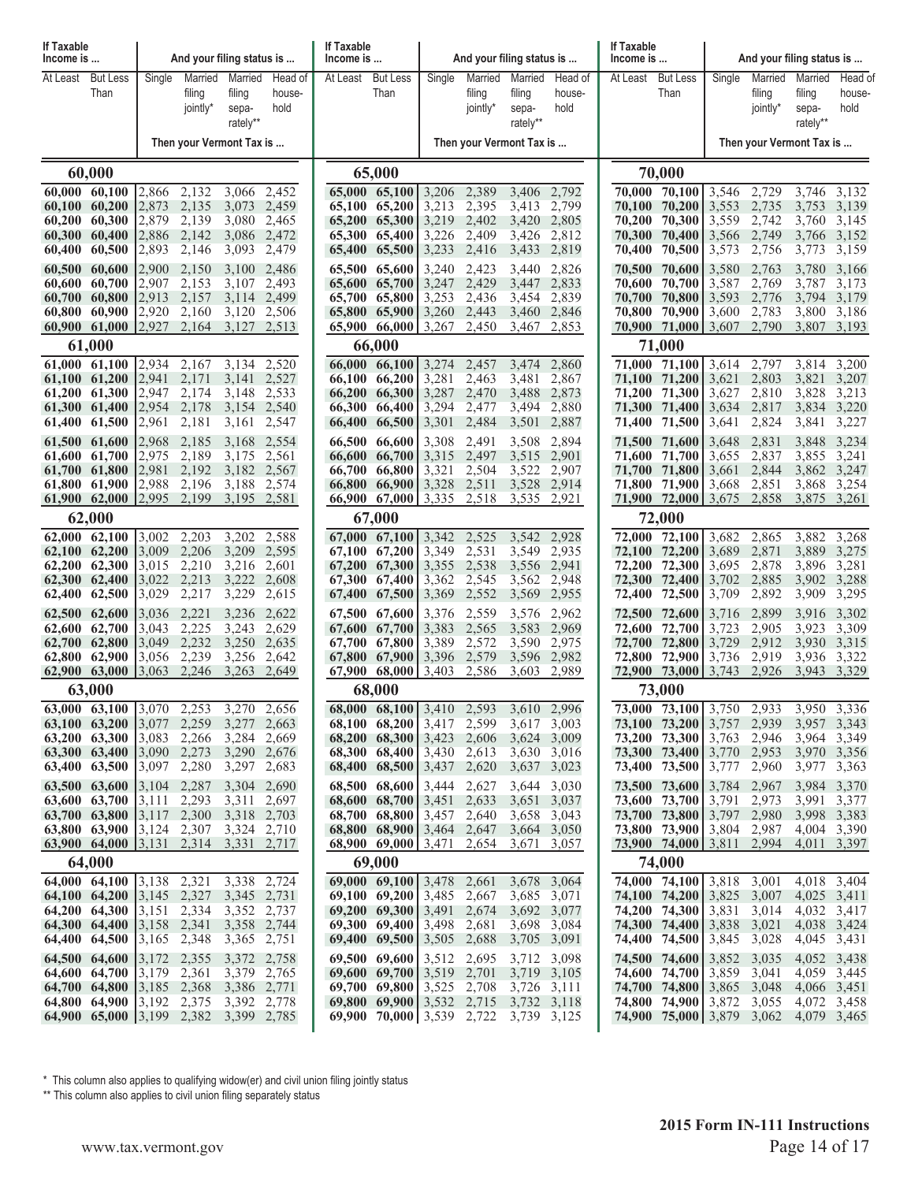| If Taxable Income is ... | | And your filing status is ... | | | |
|---|---|---|---|---|---|
| At Least | But Less Than | Single | Married filing jointly* | Married filing sepa-rately** | Head of house-hold |
| | | Then your Vermont Tax is ... | | | |
| **60,000** | | | | | |
| 60,000 | 60,100 | 2,866 | 2,132 | 3,066 | 2,452 |
| 60,100 | 60,200 | 2,873 | 2,135 | 3,073 | 2,459 |
| 60,200 | 60,300 | 2,879 | 2,139 | 3,080 | 2,465 |
| 60,300 | 60,400 | 2,886 | 2,142 | 3,086 | 2,472 |
| 60,400 | 60,500 | 2,893 | 2,146 | 3,093 | 2,479 |
| 60,500 | 60,600 | 2,900 | 2,150 | 3,100 | 2,486 |
| 60,600 | 60,700 | 2,907 | 2,153 | 3,107 | 2,493 |
| 60,700 | 60,800 | 2,913 | 2,157 | 3,114 | 2,499 |
| 60,800 | 60,900 | 2,920 | 2,160 | 3,120 | 2,506 |
| 60,900 | 61,000 | 2,927 | 2,164 | 3,127 | 2,513 |
| **61,000** | | | | | |
| 61,000 | 61,100 | 2,934 | 2,167 | 3,134 | 2,520 |
| 61,100 | 61,200 | 2,941 | 2,171 | 3,141 | 2,527 |
| 61,200 | 61,300 | 2,947 | 2,174 | 3,148 | 2,533 |
| 61,300 | 61,400 | 2,954 | 2,178 | 3,154 | 2,540 |
| 61,400 | 61,500 | 2,961 | 2,181 | 3,161 | 2,547 |
| 61,500 | 61,600 | 2,968 | 2,185 | 3,168 | 2,554 |
| 61,600 | 61,700 | 2,975 | 2,189 | 3,175 | 2,561 |
| 61,700 | 61,800 | 2,981 | 2,192 | 3,182 | 2,567 |
| 61,800 | 61,900 | 2,988 | 2,196 | 3,188 | 2,574 |
| 61,900 | 62,000 | 2,995 | 2,199 | 3,195 | 2,581 |
| **62,000** | | | | | |
| 62,000 | 62,100 | 3,002 | 2,203 | 3,202 | 2,588 |
| 62,100 | 62,200 | 3,009 | 2,206 | 3,209 | 2,595 |
| 62,200 | 62,300 | 3,015 | 2,210 | 3,216 | 2,601 |
| 62,300 | 62,400 | 3,022 | 2,213 | 3,222 | 2,608 |
| 62,400 | 62,500 | 3,029 | 2,217 | 3,229 | 2,615 |
| 62,500 | 62,600 | 3,036 | 2,221 | 3,236 | 2,622 |
| 62,600 | 62,700 | 3,043 | 2,225 | 3,243 | 2,629 |
| 62,700 | 62,800 | 3,049 | 2,232 | 3,250 | 2,635 |
| 62,800 | 62,900 | 3,056 | 2,239 | 3,256 | 2,642 |
| 62,900 | 63,000 | 3,063 | 2,246 | 3,263 | 2,649 |
| **63,000** | | | | | |
| 63,000 | 63,100 | 3,070 | 2,253 | 3,270 | 2,656 |
| 63,100 | 63,200 | 3,077 | 2,259 | 3,277 | 2,663 |
| 63,200 | 63,300 | 3,083 | 2,266 | 3,284 | 2,669 |
| 63,300 | 63,400 | 3,090 | 2,273 | 3,290 | 2,676 |
| 63,400 | 63,500 | 3,097 | 2,280 | 3,297 | 2,683 |
| 63,500 | 63,600 | 3,104 | 2,287 | 3,304 | 2,690 |
| 63,600 | 63,700 | 3,111 | 2,293 | 3,311 | 2,697 |
| 63,700 | 63,800 | 3,117 | 2,300 | 3,318 | 2,703 |
| 63,800 | 63,900 | 3,124 | 2,307 | 3,324 | 2,710 |
| 63,900 | 64,000 | 3,131 | 2,314 | 3,331 | 2,717 |
| **64,000** | | | | | |
| 64,000 | 64,100 | 3,138 | 2,321 | 3,338 | 2,724 |
| 64,100 | 64,200 | 3,145 | 2,327 | 3,345 | 2,731 |
| 64,200 | 64,300 | 3,151 | 2,334 | 3,352 | 2,737 |
| 64,300 | 64,400 | 3,158 | 2,341 | 3,358 | 2,744 |
| 64,400 | 64,500 | 3,165 | 2,348 | 3,365 | 2,751 |
| 64,500 | 64,600 | 3,172 | 2,355 | 3,372 | 2,758 |
| 64,600 | 64,700 | 3,179 | 2,361 | 3,379 | 2,765 |
| 64,700 | 64,800 | 3,185 | 2,368 | 3,386 | 2,771 |
| 64,800 | 64,900 | 3,192 | 2,375 | 3,392 | 2,778 |
| 64,900 | 65,000 | 3,199 | 2,382 | 3,399 | 2,785 |
| **65,000** | | | | | |
| 65,000 | 65,100 | 3,206 | 2,389 | 3,406 | 2,792 |
| 65,100 | 65,200 | 3,213 | 2,395 | 3,413 | 2,799 |
| 65,200 | 65,300 | 3,219 | 2,402 | 3,420 | 2,805 |
| 65,300 | 65,400 | 3,226 | 2,409 | 3,426 | 2,812 |
| 65,400 | 65,500 | 3,233 | 2,416 | 3,433 | 2,819 |
| 65,500 | 65,600 | 3,240 | 2,423 | 3,440 | 2,826 |
| 65,600 | 65,700 | 3,247 | 2,429 | 3,447 | 2,833 |
| 65,700 | 65,800 | 3,253 | 2,436 | 3,454 | 2,839 |
| 65,800 | 65,900 | 3,260 | 2,443 | 3,460 | 2,846 |
| 65,900 | 66,000 | 3,267 | 2,450 | 3,467 | 2,853 |
| **66,000** | | | | | |
| 66,000 | 66,100 | 3,274 | 2,457 | 3,474 | 2,860 |
| 66,100 | 66,200 | 3,281 | 2,463 | 3,481 | 2,867 |
| 66,200 | 66,300 | 3,287 | 2,470 | 3,488 | 2,873 |
| 66,300 | 66,400 | 3,294 | 2,477 | 3,494 | 2,880 |
| 66,400 | 66,500 | 3,301 | 2,484 | 3,501 | 2,887 |
| 66,500 | 66,600 | 3,308 | 2,491 | 3,508 | 2,894 |
| 66,600 | 66,700 | 3,315 | 2,497 | 3,515 | 2,901 |
| 66,700 | 66,800 | 3,321 | 2,504 | 3,522 | 2,907 |
| 66,800 | 66,900 | 3,328 | 2,511 | 3,528 | 2,914 |
| 66,900 | 67,000 | 3,335 | 2,518 | 3,535 | 2,921 |
| **67,000** | | | | | |
| 67,000 | 67,100 | 3,342 | 2,525 | 3,542 | 2,928 |
| 67,100 | 67,200 | 3,349 | 2,531 | 3,549 | 2,935 |
| 67,200 | 67,300 | 3,355 | 2,538 | 3,556 | 2,941 |
| 67,300 | 67,400 | 3,362 | 2,545 | 3,562 | 2,948 |
| 67,400 | 67,500 | 3,369 | 2,552 | 3,569 | 2,955 |
| 67,500 | 67,600 | 3,376 | 2,559 | 3,576 | 2,962 |
| 67,600 | 67,700 | 3,383 | 2,565 | 3,583 | 2,969 |
| 67,700 | 67,800 | 3,389 | 2,572 | 3,590 | 2,975 |
| 67,800 | 67,900 | 3,396 | 2,579 | 3,596 | 2,982 |
| 67,900 | 68,000 | 3,403 | 2,586 | 3,603 | 2,989 |
| **68,000** | | | | | |
| 68,000 | 68,100 | 3,410 | 2,593 | 3,610 | 2,996 |
| 68,100 | 68,200 | 3,417 | 2,599 | 3,617 | 3,003 |
| 68,200 | 68,300 | 3,423 | 2,606 | 3,624 | 3,009 |
| 68,300 | 68,400 | 3,430 | 2,613 | 3,630 | 3,016 |
| 68,400 | 68,500 | 3,437 | 2,620 | 3,637 | 3,023 |
| 68,500 | 68,600 | 3,444 | 2,627 | 3,644 | 3,030 |
| 68,600 | 68,700 | 3,451 | 2,633 | 3,651 | 3,037 |
| 68,700 | 68,800 | 3,457 | 2,640 | 3,658 | 3,043 |
| 68,800 | 68,900 | 3,464 | 2,647 | 3,664 | 3,050 |
| 68,900 | 69,000 | 3,471 | 2,654 | 3,671 | 3,057 |
| **69,000** | | | | | |
| 69,000 | 69,100 | 3,478 | 2,661 | 3,678 | 3,064 |
| 69,100 | 69,200 | 3,485 | 2,667 | 3,685 | 3,071 |
| 69,200 | 69,300 | 3,491 | 2,674 | 3,692 | 3,077 |
| 69,300 | 69,400 | 3,498 | 2,681 | 3,698 | 3,084 |
| 69,400 | 69,500 | 3,505 | 2,688 | 3,705 | 3,091 |
| 69,500 | 69,600 | 3,512 | 2,695 | 3,712 | 3,098 |
| 69,600 | 69,700 | 3,519 | 2,701 | 3,719 | 3,105 |
| 69,700 | 69,800 | 3,525 | 2,708 | 3,726 | 3,111 |
| 69,800 | 69,900 | 3,532 | 2,715 | 3,732 | 3,118 |
| 69,900 | 70,000 | 3,539 | 2,722 | 3,739 | 3,125 |
| **70,000** | | | | | |
| 70,000 | 70,100 | 3,546 | 2,729 | 3,746 | 3,132 |
| 70,100 | 70,200 | 3,553 | 2,735 | 3,753 | 3,139 |
| 70,200 | 70,300 | 3,559 | 2,742 | 3,760 | 3,145 |
| 70,300 | 70,400 | 3,566 | 2,749 | 3,766 | 3,152 |
| 70,400 | 70,500 | 3,573 | 2,756 | 3,773 | 3,159 |
| 70,500 | 70,600 | 3,580 | 2,763 | 3,780 | 3,166 |
| 70,600 | 70,700 | 3,587 | 2,769 | 3,787 | 3,173 |
| 70,700 | 70,800 | 3,593 | 2,776 | 3,794 | 3,179 |
| 70,800 | 70,900 | 3,600 | 2,783 | 3,800 | 3,186 |
| 70,900 | 71,000 | 3,607 | 2,790 | 3,807 | 3,193 |
| **71,000** | | | | | |
| 71,000 | 71,100 | 3,614 | 2,797 | 3,814 | 3,200 |
| 71,100 | 71,200 | 3,621 | 2,803 | 3,821 | 3,207 |
| 71,200 | 71,300 | 3,627 | 2,810 | 3,828 | 3,213 |
| 71,300 | 71,400 | 3,634 | 2,817 | 3,834 | 3,220 |
| 71,400 | 71,500 | 3,641 | 2,824 | 3,841 | 3,227 |
| 71,500 | 71,600 | 3,648 | 2,831 | 3,848 | 3,234 |
| 71,600 | 71,700 | 3,655 | 2,837 | 3,855 | 3,241 |
| 71,700 | 71,800 | 3,661 | 2,844 | 3,862 | 3,247 |
| 71,800 | 71,900 | 3,668 | 2,851 | 3,868 | 3,254 |
| 71,900 | 72,000 | 3,675 | 2,858 | 3,875 | 3,261 |
| **72,000** | | | | | |
| 72,000 | 72,100 | 3,682 | 2,865 | 3,882 | 3,268 |
| 72,100 | 72,200 | 3,689 | 2,871 | 3,889 | 3,275 |
| 72,200 | 72,300 | 3,695 | 2,878 | 3,896 | 3,281 |
| 72,300 | 72,400 | 3,702 | 2,885 | 3,902 | 3,288 |
| 72,400 | 72,500 | 3,709 | 2,892 | 3,909 | 3,295 |
| 72,500 | 72,600 | 3,716 | 2,899 | 3,916 | 3,302 |
| 72,600 | 72,700 | 3,723 | 2,905 | 3,923 | 3,309 |
| 72,700 | 72,800 | 3,729 | 2,912 | 3,930 | 3,315 |
| 72,800 | 72,900 | 3,736 | 2,919 | 3,936 | 3,322 |
| 72,900 | 73,000 | 3,743 | 2,926 | 3,943 | 3,329 |
| **73,000** | | | | | |
| 73,000 | 73,100 | 3,750 | 2,933 | 3,950 | 3,336 |
| 73,100 | 73,200 | 3,757 | 2,939 | 3,957 | 3,343 |
| 73,200 | 73,300 | 3,763 | 2,946 | 3,964 | 3,349 |
| 73,300 | 73,400 | 3,770 | 2,953 | 3,970 | 3,356 |
| 73,400 | 73,500 | 3,777 | 2,960 | 3,977 | 3,363 |
| 73,500 | 73,600 | 3,784 | 2,967 | 3,984 | 3,370 |
| 73,600 | 73,700 | 3,791 | 2,973 | 3,991 | 3,377 |
| 73,700 | 73,800 | 3,797 | 2,980 | 3,998 | 3,383 |
| 73,800 | 73,900 | 3,804 | 2,987 | 4,004 | 3,390 |
| 73,900 | 74,000 | 3,811 | 2,994 | 4,011 | 3,397 |
| **74,000** | | | | | |
| 74,000 | 74,100 | 3,818 | 3,001 | 4,018 | 3,404 |
| 74,100 | 74,200 | 3,825 | 3,007 | 4,025 | 3,411 |
| 74,200 | 74,300 | 3,831 | 3,014 | 4,032 | 3,417 |
| 74,300 | 74,400 | 3,838 | 3,021 | 4,038 | 3,424 |
| 74,400 | 74,500 | 3,845 | 3,028 | 4,045 | 3,431 |
| 74,500 | 74,600 | 3,852 | 3,035 | 4,052 | 3,438 |
| 74,600 | 74,700 | 3,859 | 3,041 | 4,059 | 3,445 |
| 74,700 | 74,800 | 3,865 | 3,048 | 4,066 | 3,451 |
| 74,800 | 74,900 | 3,872 | 3,055 | 4,072 | 3,458 |
| 74,900 | 75,000 | 3,879 | 3,062 | 4,079 | 3,465 |

\* This column also applies to qualifying widow(er) and civil union filing jointly status

\*\* This column also applies to civil union filing separately status

**2015 Form IN-111 Instructions**

www.tax.vermont.gov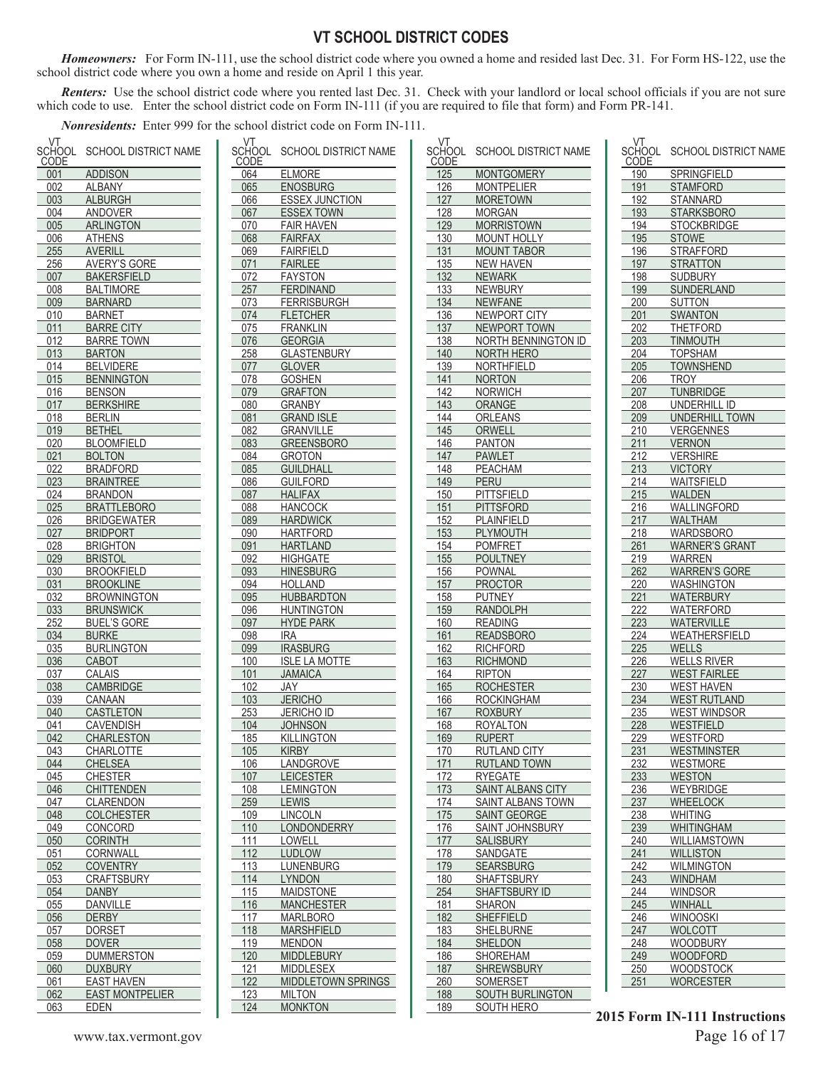# VT SCHOOL DISTRICT CODES

***Homeowners:*** For Form IN-111, use the school district code where you owned a home and resided last Dec. 31. For Form HS-122, use the school district code where you own a home and reside on April 1 this year.

***Renters:*** Use the school district code where you rented last Dec. 31. Check with your landlord or local school officials if you are not sure which code to use. Enter the school district code on Form IN-111 (if you are required to file that form) and Form PR-141.

***Nonresidents:*** Enter 999 for the school district code on Form IN-111.

| VT SCHOOL CODE | SCHOOL DISTRICT NAME |
|---|---|
| 001 | ADDISON |
| 002 | ALBANY |
| 003 | ALBURGH |
| 004 | ANDOVER |
| 005 | ARLINGTON |
| 006 | ATHENS |
| 255 | AVERILL |
| 256 | AVERY'S GORE |
| 007 | BAKERSFIELD |
| 008 | BALTIMORE |
| 009 | BARNARD |
| 010 | BARNET |
| 011 | BARRE CITY |
| 012 | BARRE TOWN |
| 013 | BARTON |
| 014 | BELVIDERE |
| 015 | BENNINGTON |
| 016 | BENSON |
| 017 | BERKSHIRE |
| 018 | BERLIN |
| 019 | BETHEL |
| 020 | BLOOMFIELD |
| 021 | BOLTON |
| 022 | BRADFORD |
| 023 | BRAINTREE |
| 024 | BRANDON |
| 025 | BRATTLEBORO |
| 026 | BRIDGEWATER |
| 027 | BRIDPORT |
| 028 | BRIGHTON |
| 029 | BRISTOL |
| 030 | BROOKFIELD |
| 031 | BROOKLINE |
| 032 | BROWNINGTON |
| 033 | BRUNSWICK |
| 252 | BUEL'S GORE |
| 034 | BURKE |
| 035 | BURLINGTON |
| 036 | CABOT |
| 037 | CALAIS |
| 038 | CAMBRIDGE |
| 039 | CANAAN |
| 040 | CASTLETON |
| 041 | CAVENDISH |
| 042 | CHARLESTON |
| 043 | CHARLOTTE |
| 044 | CHELSEA |
| 045 | CHESTER |
| 046 | CHITTENDEN |
| 047 | CLARENDON |
| 048 | COLCHESTER |
| 049 | CONCORD |
| 050 | CORINTH |
| 051 | CORNWALL |
| 052 | COVENTRY |
| 053 | CRAFTSBURY |
| 054 | DANBY |
| 055 | DANVILLE |
| 056 | DERBY |
| 057 | DORSET |
| 058 | DOVER |
| 059 | DUMMERSTON |
| 060 | DUXBURY |
| 061 | EAST HAVEN |
| 062 | EAST MONTPELIER |
| 063 | EDEN |
| 064 | ELMORE |
| 065 | ENOSBURG |
| 066 | ESSEX JUNCTION |
| 067 | ESSEX TOWN |
| 070 | FAIR HAVEN |
| 068 | FAIRFAX |
| 069 | FAIRFIELD |
| 071 | FAIRLEE |
| 072 | FAYSTON |
| 257 | FERDINAND |
| 073 | FERRISBURGH |
| 074 | FLETCHER |
| 075 | FRANKLIN |
| 076 | GEORGIA |
| 258 | GLASTENBURY |
| 077 | GLOVER |
| 078 | GOSHEN |
| 079 | GRAFTON |
| 080 | GRANBY |
| 081 | GRAND ISLE |
| 082 | GRANVILLE |
| 083 | GREENSBORO |
| 084 | GROTON |
| 085 | GUILDHALL |
| 086 | GUILFORD |
| 087 | HALIFAX |
| 088 | HANCOCK |
| 089 | HARDWICK |
| 090 | HARTFORD |
| 091 | HARTLAND |
| 092 | HIGHGATE |
| 093 | HINESBURG |
| 094 | HOLLAND |
| 095 | HUBBARDTON |
| 096 | HUNTINGTON |
| 097 | HYDE PARK |
| 098 | IRA |
| 099 | IRASBURG |
| 100 | ISLE LA MOTTE |
| 101 | JAMAICA |
| 102 | JAY |
| 103 | JERICHO |
| 253 | JERICHO ID |
| 104 | JOHNSON |
| 185 | KILLINGTON |
| 105 | KIRBY |
| 106 | LANDGROVE |
| 107 | LEICESTER |
| 108 | LEMINGTON |
| 259 | LEWIS |
| 109 | LINCOLN |
| 110 | LONDONDERRY |
| 111 | LOWELL |
| 112 | LUDLOW |
| 113 | LUNENBURG |
| 114 | LYNDON |
| 115 | MAIDSTONE |
| 116 | MANCHESTER |
| 117 | MARLBORO |
| 118 | MARSHFIELD |
| 119 | MENDON |
| 120 | MIDDLEBURY |
| 121 | MIDDLESEX |
| 122 | MIDDLETOWN SPRINGS |
| 123 | MILTON |
| 124 | MONKTON |
| 125 | MONTGOMERY |
| 126 | MONTPELIER |
| 127 | MORETOWN |
| 128 | MORGAN |
| 129 | MORRISTOWN |
| 130 | MOUNT HOLLY |
| 131 | MOUNT TABOR |
| 135 | NEW HAVEN |
| 132 | NEWARK |
| 133 | NEWBURY |
| 134 | NEWFANE |
| 136 | NEWPORT CITY |
| 137 | NEWPORT TOWN |
| 138 | NORTH BENNINGTON ID |
| 140 | NORTH HERO |
| 139 | NORTHFIELD |
| 141 | NORTON |
| 142 | NORWICH |
| 143 | ORANGE |
| 144 | ORLEANS |
| 145 | ORWELL |
| 146 | PANTON |
| 147 | PAWLET |
| 148 | PEACHAM |
| 149 | PERU |
| 150 | PITTSFIELD |
| 151 | PITTSFORD |
| 152 | PLAINFIELD |
| 153 | PLYMOUTH |
| 154 | POMFRET |
| 155 | POULTNEY |
| 156 | POWNAL |
| 157 | PROCTOR |
| 158 | PUTNEY |
| 159 | RANDOLPH |
| 160 | READING |
| 161 | READSBORO |
| 162 | RICHFORD |
| 163 | RICHMOND |
| 164 | RIPTON |
| 165 | ROCHESTER |
| 166 | ROCKINGHAM |
| 167 | ROXBURY |
| 168 | ROYALTON |
| 169 | RUPERT |
| 170 | RUTLAND CITY |
| 171 | RUTLAND TOWN |
| 172 | RYEGATE |
| 173 | SAINT ALBANS CITY |
| 174 | SAINT ALBANS TOWN |
| 175 | SAINT GEORGE |
| 176 | SAINT JOHNSBURY |
| 177 | SALISBURY |
| 178 | SANDGATE |
| 179 | SEARSBURG |
| 180 | SHAFTSBURY |
| 254 | SHAFTSBURY ID |
| 181 | SHARON |
| 182 | SHEFFIELD |
| 183 | SHELBURNE |
| 184 | SHELDON |
| 186 | SHOREHAM |
| 187 | SHREWSBURY |
| 260 | SOMERSET |
| 188 | SOUTH BURLINGTON |
| 189 | SOUTH HERO |
| 190 | SPRINGFIELD |
| 191 | STAMFORD |
| 192 | STANNARD |
| 193 | STARKSBORO |
| 194 | STOCKBRIDGE |
| 195 | STOWE |
| 196 | STRAFFORD |
| 197 | STRATTON |
| 198 | SUDBURY |
| 199 | SUNDERLAND |
| 200 | SUTTON |
| 201 | SWANTON |
| 202 | THETFORD |
| 203 | TINMOUTH |
| 204 | TOPSHAM |
| 205 | TOWNSHEND |
| 206 | TROY |
| 207 | TUNBRIDGE |
| 208 | UNDERHILL ID |
| 209 | UNDERHILL TOWN |
| 210 | VERGENNES |
| 211 | VERNON |
| 212 | VERSHIRE |
| 213 | VICTORY |
| 214 | WAITSFIELD |
| 215 | WALDEN |
| 216 | WALLINGFORD |
| 217 | WALTHAM |
| 218 | WARDSBORO |
| 261 | WARNER'S GRANT |
| 219 | WARREN |
| 262 | WARREN'S GORE |
| 220 | WASHINGTON |
| 221 | WATERBURY |
| 222 | WATERFORD |
| 223 | WATERVILLE |
| 224 | WEATHERSFIELD |
| 225 | WELLS |
| 226 | WELLS RIVER |
| 227 | WEST FAIRLEE |
| 230 | WEST HAVEN |
| 234 | WEST RUTLAND |
| 235 | WEST WINDSOR |
| 228 | WESTFIELD |
| 229 | WESTFORD |
| 231 | WESTMINSTER |
| 232 | WESTMORE |
| 233 | WESTON |
| 236 | WEYBRIDGE |
| 237 | WHEELOCK |
| 238 | WHITING |
| 239 | WHITINGHAM |
| 240 | WILLIAMSTOWN |
| 241 | WILLISTON |
| 242 | WILMINGTON |
| 243 | WINDHAM |
| 244 | WINDSOR |
| 245 | WINHALL |
| 246 | WINOOSKI |
| 247 | WOLCOTT |
| 248 | WOODBURY |
| 249 | WOODFORD |
| 250 | WOODSTOCK |
| 251 | WORCESTER |